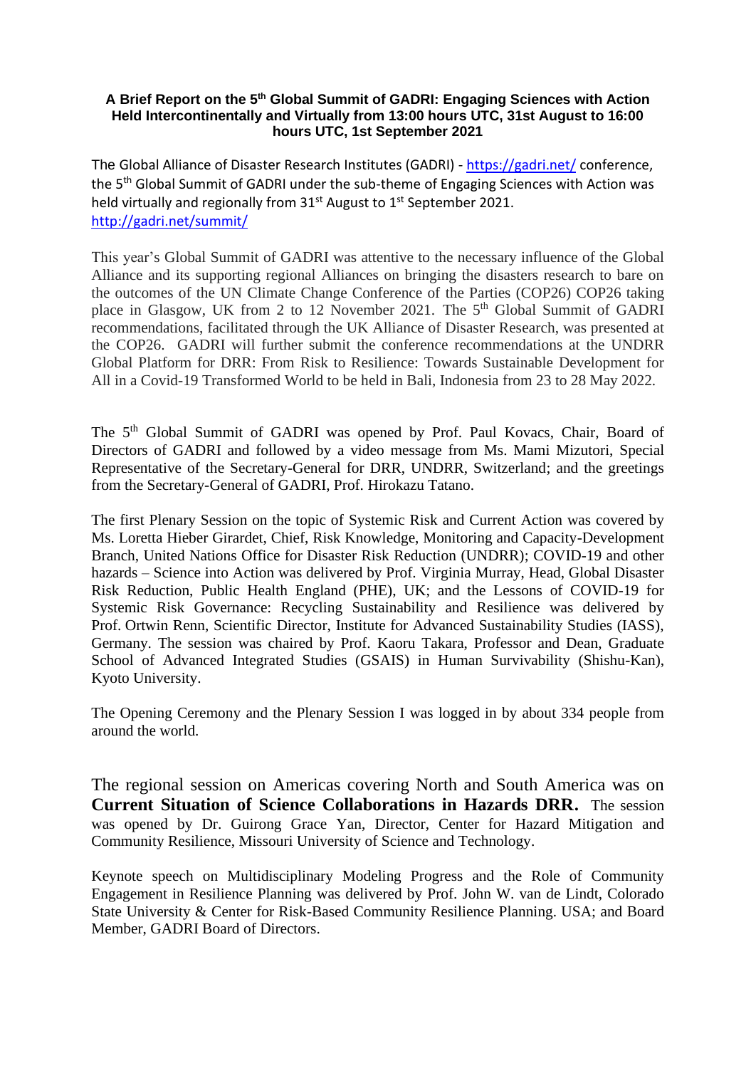**A Brief Report on the 5th Global Summit of GADRI: Engaging Sciences with Action Held Intercontinentally and Virtually from 13:00 hours UTC, 31st August to 16:00 hours UTC, 1st September 2021**

The Global Alliance of Disaster Research Institutes (GADRI) - https://gadri.net/ conference, the 5th Global Summit of GADRI under the sub-theme of Engaging Sciences with Action was held virtually and regionally from 31st August to 1st September 2021. http://gadri.net/summit/

This year's Global Summit of GADRI was attentive to the necessary influence of the Global Alliance and its supporting regional Alliances on bringing the disasters research to bare on the outcomes of the UN Climate Change Conference of the Parties (COP26) COP26 taking place in Glasgow, UK from 2 to 12 November 2021. The 5th Global Summit of GADRI recommendations, facilitated through the UK Alliance of Disaster Research, was presented at the COP26. GADRI will further submit the conference recommendations at the UNDRR Global Platform for DRR: From Risk to Resilience: Towards Sustainable Development for All in a Covid-19 Transformed World to be held in Bali, Indonesia from 23 to 28 May 2022.

The 5th Global Summit of GADRI was opened by Prof. Paul Kovacs, Chair, Board of Directors of GADRI and followed by a video message from Ms. Mami Mizutori, Special Representative of the Secretary-General for DRR, UNDRR, Switzerland; and the greetings from the Secretary-General of GADRI, Prof. Hirokazu Tatano.

The first Plenary Session on the topic of Systemic Risk and Current Action was covered by Ms. Loretta Hieber Girardet, Chief, Risk Knowledge, Monitoring and Capacity-Development Branch, United Nations Office for Disaster Risk Reduction (UNDRR); COVID-19 and other hazards – Science into Action was delivered by Prof. Virginia Murray, Head, Global Disaster Risk Reduction, Public Health England (PHE), UK; and the Lessons of COVID-19 for Systemic Risk Governance: Recycling Sustainability and Resilience was delivered by Prof. Ortwin Renn, Scientific Director, Institute for Advanced Sustainability Studies (IASS), Germany. The session was chaired by Prof. Kaoru Takara, Professor and Dean, Graduate School of Advanced Integrated Studies (GSAIS) in Human Survivability (Shishu-Kan), Kyoto University.

The Opening Ceremony and the Plenary Session I was logged in by about 334 people from around the world.

The regional session on Americas covering North and South America was on **Current Situation of Science Collaborations in Hazards DRR.** The session was opened by Dr. Guirong Grace Yan, Director, Center for Hazard Mitigation and Community Resilience, Missouri University of Science and Technology.

Keynote speech on Multidisciplinary Modeling Progress and the Role of Community Engagement in Resilience Planning was delivered by Prof. John W. van de Lindt, Colorado State University & Center for Risk-Based Community Resilience Planning. USA; and Board Member, GADRI Board of Directors.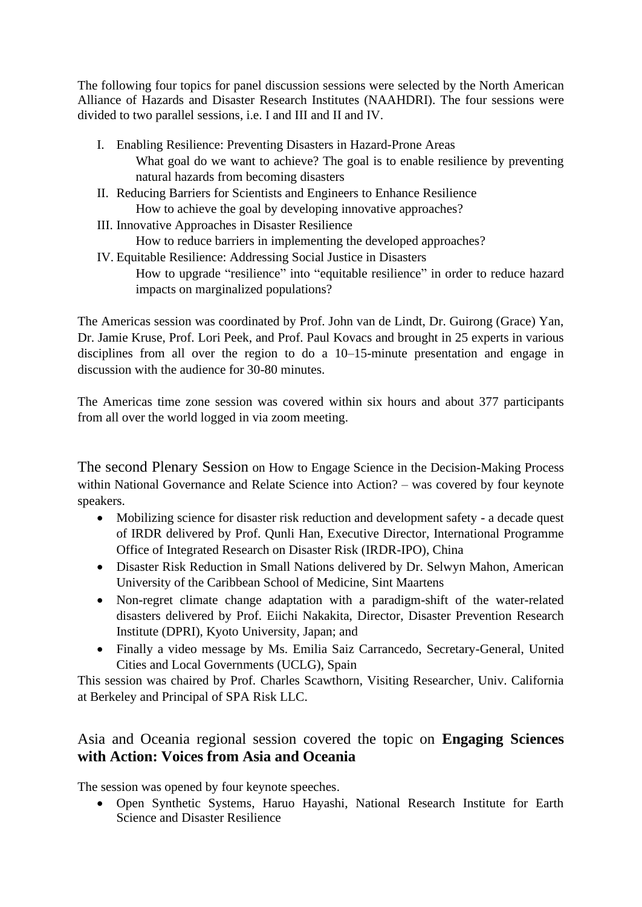The following four topics for panel discussion sessions were selected by the North American Alliance of Hazards and Disaster Research Institutes (NAAHDRI). The four sessions were divided to two parallel sessions, i.e. I and III and II and IV.

I. Enabling Resilience: Preventing Disasters in Hazard-Prone Areas
   What goal do we want to achieve? The goal is to enable resilience by preventing natural hazards from becoming disasters
II. Reducing Barriers for Scientists and Engineers to Enhance Resilience
   How to achieve the goal by developing innovative approaches?
III. Innovative Approaches in Disaster Resilience
   How to reduce barriers in implementing the developed approaches?
IV. Equitable Resilience: Addressing Social Justice in Disasters
   How to upgrade "resilience" into "equitable resilience" in order to reduce hazard impacts on marginalized populations?

The Americas session was coordinated by Prof. John van de Lindt, Dr. Guirong (Grace) Yan, Dr. Jamie Kruse, Prof. Lori Peek, and Prof. Paul Kovacs and brought in 25 experts in various disciplines from all over the region to do a 10–15-minute presentation and engage in discussion with the audience for 30-80 minutes.

The Americas time zone session was covered within six hours and about 377 participants from all over the world logged in via zoom meeting.

The second Plenary Session on How to Engage Science in the Decision-Making Process within National Governance and Relate Science into Action? – was covered by four keynote speakers.

- Mobilizing science for disaster risk reduction and development safety - a decade quest of IRDR delivered by Prof. Qunli Han, Executive Director, International Programme Office of Integrated Research on Disaster Risk (IRDR-IPO), China
- Disaster Risk Reduction in Small Nations delivered by Dr. Selwyn Mahon, American University of the Caribbean School of Medicine, Sint Maartens
- Non-regret climate change adaptation with a paradigm-shift of the water-related disasters delivered by Prof. Eiichi Nakakita, Director, Disaster Prevention Research Institute (DPRI), Kyoto University, Japan; and
- Finally a video message by Ms. Emilia Saiz Carrancedo, Secretary-General, United Cities and Local Governments (UCLG), Spain

This session was chaired by Prof. Charles Scawthorn, Visiting Researcher, Univ. California at Berkeley and Principal of SPA Risk LLC.

Asia and Oceania regional session covered the topic on **Engaging Sciences with Action: Voices from Asia and Oceania**

The session was opened by four keynote speeches.

- Open Synthetic Systems, Haruo Hayashi, National Research Institute for Earth Science and Disaster Resilience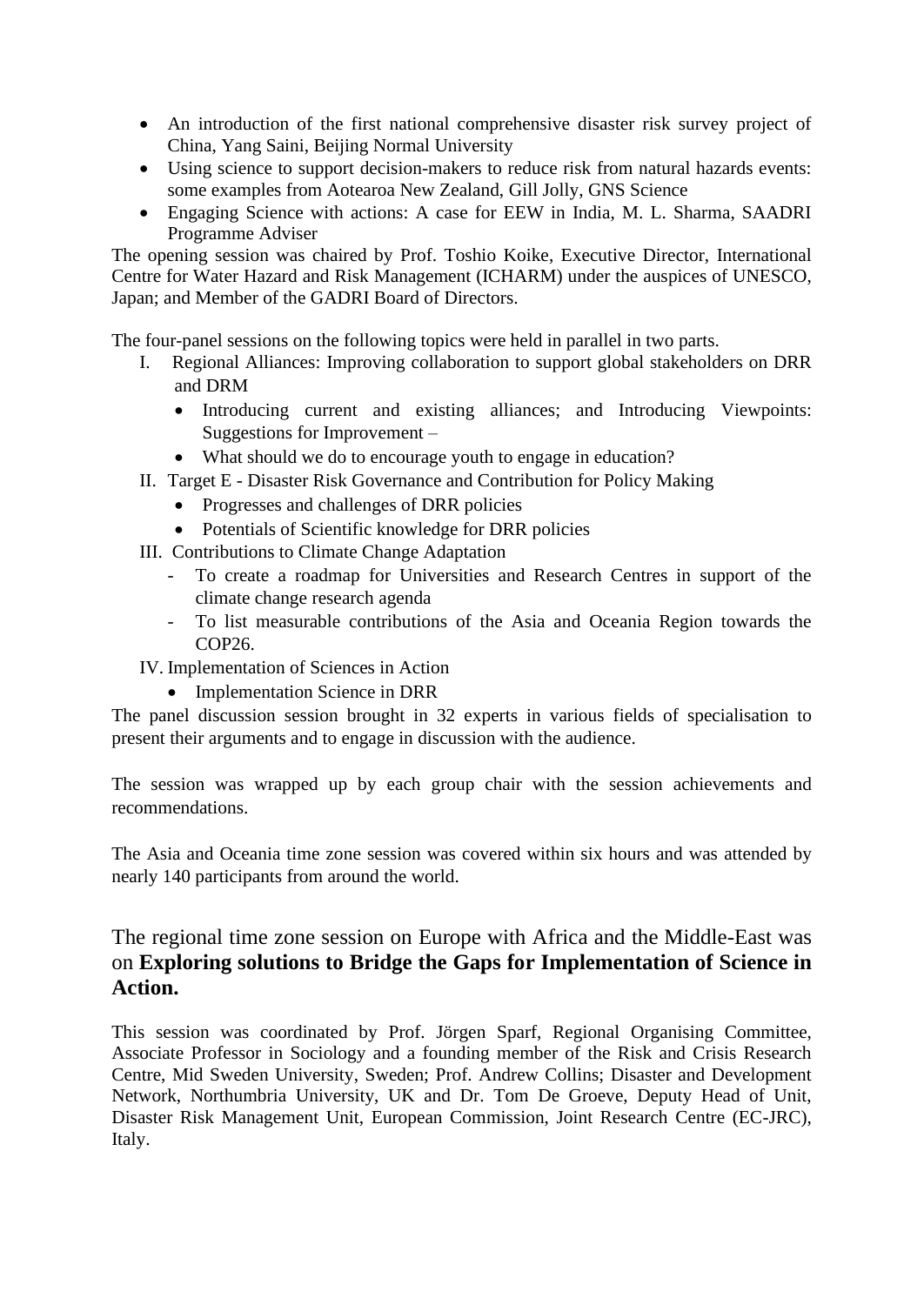- An introduction of the first national comprehensive disaster risk survey project of China, Yang Saini, Beijing Normal University
- Using science to support decision-makers to reduce risk from natural hazards events: some examples from Aotearoa New Zealand, Gill Jolly, GNS Science
- Engaging Science with actions: A case for EEW in India, M. L. Sharma, SAADRI Programme Adviser

The opening session was chaired by Prof. Toshio Koike, Executive Director, International Centre for Water Hazard and Risk Management (ICHARM) under the auspices of UNESCO, Japan; and Member of the GADRI Board of Directors.

The four-panel sessions on the following topics were held in parallel in two parts.

I. Regional Alliances: Improving collaboration to support global stakeholders on DRR and DRM
    - Introducing current and existing alliances; and Introducing Viewpoints: Suggestions for Improvement –
    - What should we do to encourage youth to engage in education?
II. Target E - Disaster Risk Governance and Contribution for Policy Making
    - Progresses and challenges of DRR policies
    - Potentials of Scientific knowledge for DRR policies
III. Contributions to Climate Change Adaptation
    - To create a roadmap for Universities and Research Centres in support of the climate change research agenda
    - To list measurable contributions of the Asia and Oceania Region towards the COP26.
IV. Implementation of Sciences in Action
    - Implementation Science in DRR

The panel discussion session brought in 32 experts in various fields of specialisation to present their arguments and to engage in discussion with the audience.

The session was wrapped up by each group chair with the session achievements and recommendations.

The Asia and Oceania time zone session was covered within six hours and was attended by nearly 140 participants from around the world.

### The regional time zone session on Europe with Africa and the Middle-East was on **Exploring solutions to Bridge the Gaps for Implementation of Science in Action.**

This session was coordinated by Prof. Jörgen Sparf, Regional Organising Committee, Associate Professor in Sociology and a founding member of the Risk and Crisis Research Centre, Mid Sweden University, Sweden; Prof. Andrew Collins; Disaster and Development Network, Northumbria University, UK and Dr. Tom De Groeve, Deputy Head of Unit, Disaster Risk Management Unit, European Commission, Joint Research Centre (EC-JRC), Italy.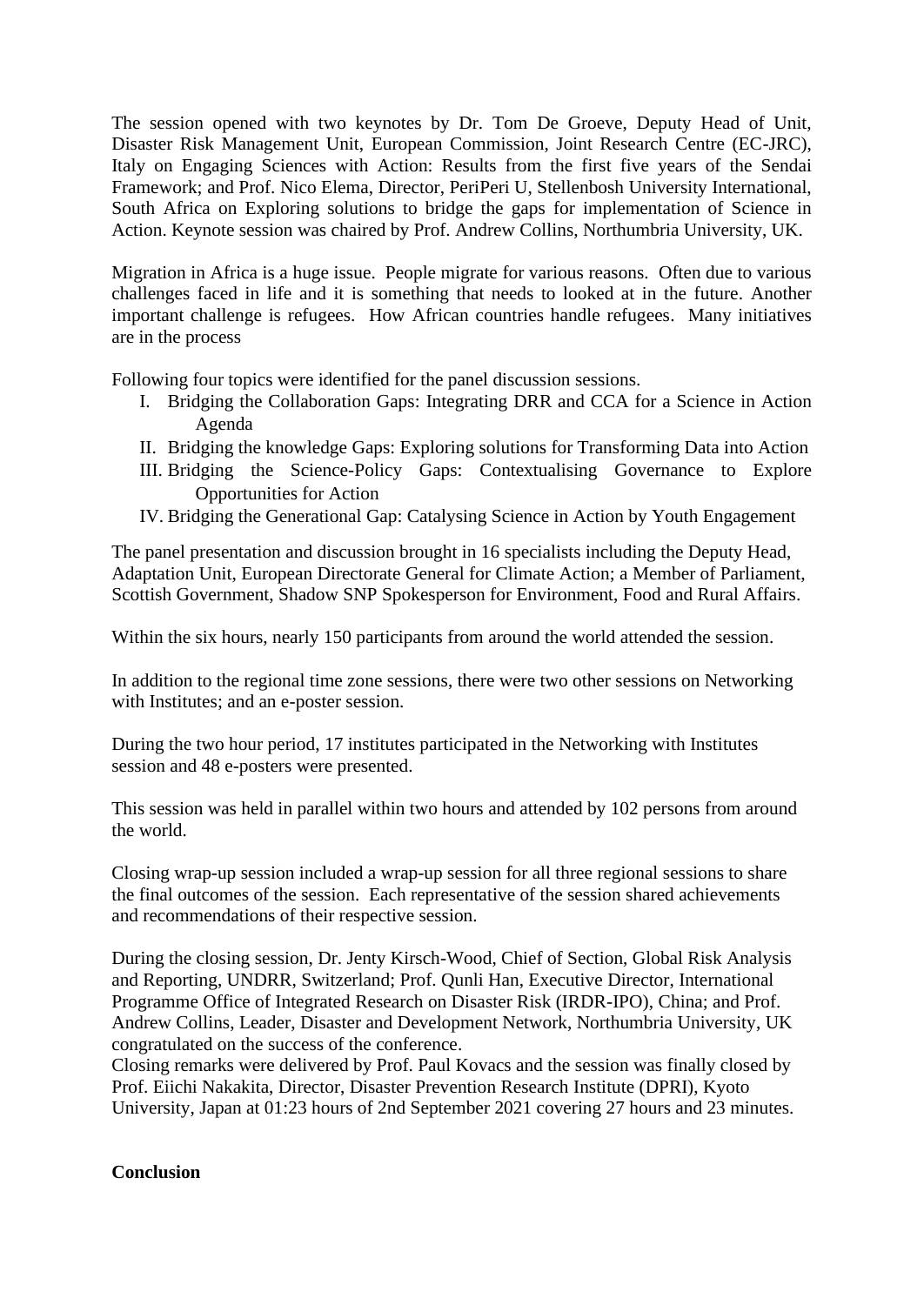The session opened with two keynotes by Dr. Tom De Groeve, Deputy Head of Unit, Disaster Risk Management Unit, European Commission, Joint Research Centre (EC-JRC), Italy on Engaging Sciences with Action: Results from the first five years of the Sendai Framework; and Prof. Nico Elema, Director, PeriPeri U, Stellenbosh University International, South Africa on Exploring solutions to bridge the gaps for implementation of Science in Action. Keynote session was chaired by Prof. Andrew Collins, Northumbria University, UK.

Migration in Africa is a huge issue. People migrate for various reasons. Often due to various challenges faced in life and it is something that needs to looked at in the future. Another important challenge is refugees. How African countries handle refugees. Many initiatives are in the process

Following four topics were identified for the panel discussion sessions.

I. Bridging the Collaboration Gaps: Integrating DRR and CCA for a Science in Action Agenda
II. Bridging the knowledge Gaps: Exploring solutions for Transforming Data into Action
III. Bridging the Science-Policy Gaps: Contextualising Governance to Explore Opportunities for Action
IV. Bridging the Generational Gap: Catalysing Science in Action by Youth Engagement

The panel presentation and discussion brought in 16 specialists including the Deputy Head, Adaptation Unit, European Directorate General for Climate Action; a Member of Parliament, Scottish Government, Shadow SNP Spokesperson for Environment, Food and Rural Affairs.

Within the six hours, nearly 150 participants from around the world attended the session.

In addition to the regional time zone sessions, there were two other sessions on Networking with Institutes; and an e-poster session.

During the two hour period, 17 institutes participated in the Networking with Institutes session and 48 e-posters were presented.

This session was held in parallel within two hours and attended by 102 persons from around the world.

Closing wrap-up session included a wrap-up session for all three regional sessions to share the final outcomes of the session. Each representative of the session shared achievements and recommendations of their respective session.

During the closing session, Dr. Jenty Kirsch-Wood, Chief of Section, Global Risk Analysis and Reporting, UNDRR, Switzerland; Prof. Qunli Han, Executive Director, International Programme Office of Integrated Research on Disaster Risk (IRDR-IPO), China; and Prof. Andrew Collins, Leader, Disaster and Development Network, Northumbria University, UK congratulated on the success of the conference.
Closing remarks were delivered by Prof. Paul Kovacs and the session was finally closed by Prof. Eiichi Nakakita, Director, Disaster Prevention Research Institute (DPRI), Kyoto University, Japan at 01:23 hours of 2nd September 2021 covering 27 hours and 23 minutes.

**Conclusion**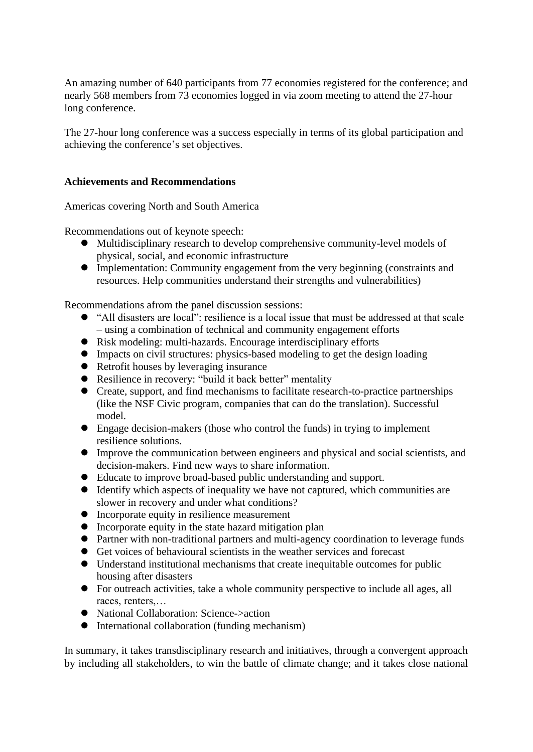An amazing number of 640 participants from 77 economies registered for the conference; and nearly 568 members from 73 economies logged in via zoom meeting to attend the 27-hour long conference.

The 27-hour long conference was a success especially in terms of its global participation and achieving the conference's set objectives.

**Achievements and Recommendations**

Americas covering North and South America

Recommendations out of keynote speech:

- Multidisciplinary research to develop comprehensive community-level models of physical, social, and economic infrastructure
- Implementation: Community engagement from the very beginning (constraints and resources. Help communities understand their strengths and vulnerabilities)

Recommendations afrom the panel discussion sessions:

- "All disasters are local": resilience is a local issue that must be addressed at that scale – using a combination of technical and community engagement efforts
- Risk modeling: multi-hazards. Encourage interdisciplinary efforts
- Impacts on civil structures: physics-based modeling to get the design loading
- Retrofit houses by leveraging insurance
- Resilience in recovery: "build it back better" mentality
- Create, support, and find mechanisms to facilitate research-to-practice partnerships (like the NSF Civic program, companies that can do the translation). Successful model.
- Engage decision-makers (those who control the funds) in trying to implement resilience solutions.
- Improve the communication between engineers and physical and social scientists, and decision-makers. Find new ways to share information.
- Educate to improve broad-based public understanding and support.
- Identify which aspects of inequality we have not captured, which communities are slower in recovery and under what conditions?
- Incorporate equity in resilience measurement
- Incorporate equity in the state hazard mitigation plan
- Partner with non-traditional partners and multi-agency coordination to leverage funds
- Get voices of behavioural scientists in the weather services and forecast
- Understand institutional mechanisms that create inequitable outcomes for public housing after disasters
- For outreach activities, take a whole community perspective to include all ages, all races, renters,…
- National Collaboration: Science->action
- International collaboration (funding mechanism)

In summary, it takes transdisciplinary research and initiatives, through a convergent approach by including all stakeholders, to win the battle of climate change; and it takes close national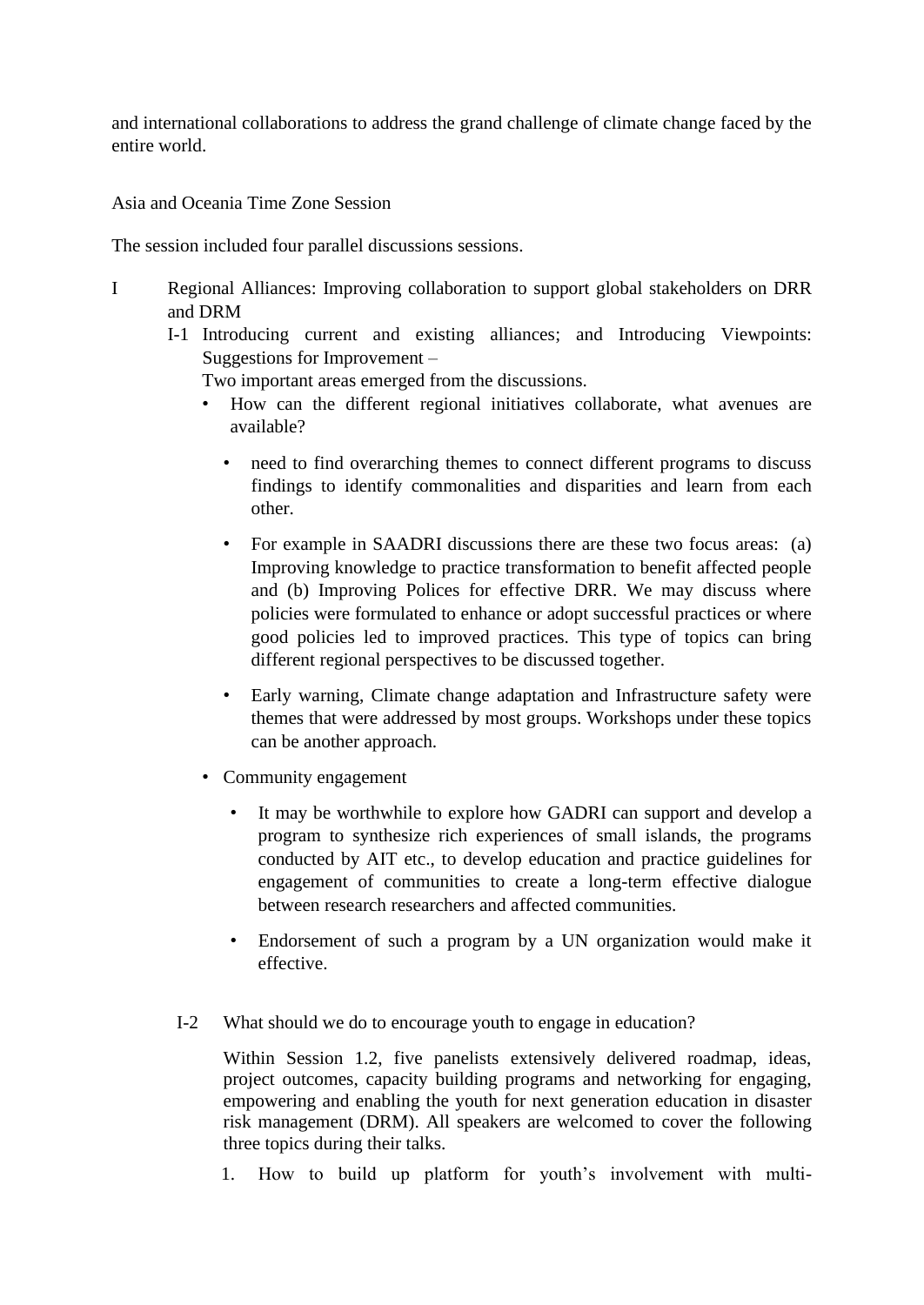and international collaborations to address the grand challenge of climate change faced by the entire world.

Asia and Oceania Time Zone Session

The session included four parallel discussions sessions.

I Regional Alliances: Improving collaboration to support global stakeholders on DRR and DRM

I-1 Introducing current and existing alliances; and Introducing Viewpoints: Suggestions for Improvement –

Two important areas emerged from the discussions.

- How can the different regional initiatives collaborate, what avenues are available?
    - need to find overarching themes to connect different programs to discuss findings to identify commonalities and disparities and learn from each other.
    - For example in SAADRI discussions there are these two focus areas: (a) Improving knowledge to practice transformation to benefit affected people and (b) Improving Polices for effective DRR. We may discuss where policies were formulated to enhance or adopt successful practices or where good policies led to improved practices. This type of topics can bring different regional perspectives to be discussed together.
    - Early warning, Climate change adaptation and Infrastructure safety were themes that were addressed by most groups. Workshops under these topics can be another approach.
- Community engagement
    - It may be worthwhile to explore how GADRI can support and develop a program to synthesize rich experiences of small islands, the programs conducted by AIT etc., to develop education and practice guidelines for engagement of communities to create a long-term effective dialogue between research researchers and affected communities.
    - Endorsement of such a program by a UN organization would make it effective.

I-2 What should we do to encourage youth to engage in education?

Within Session 1.2, five panelists extensively delivered roadmap, ideas, project outcomes, capacity building programs and networking for engaging, empowering and enabling the youth for next generation education in disaster risk management (DRM). All speakers are welcomed to cover the following three topics during their talks.

1. How to build up platform for youth's involvement with multi-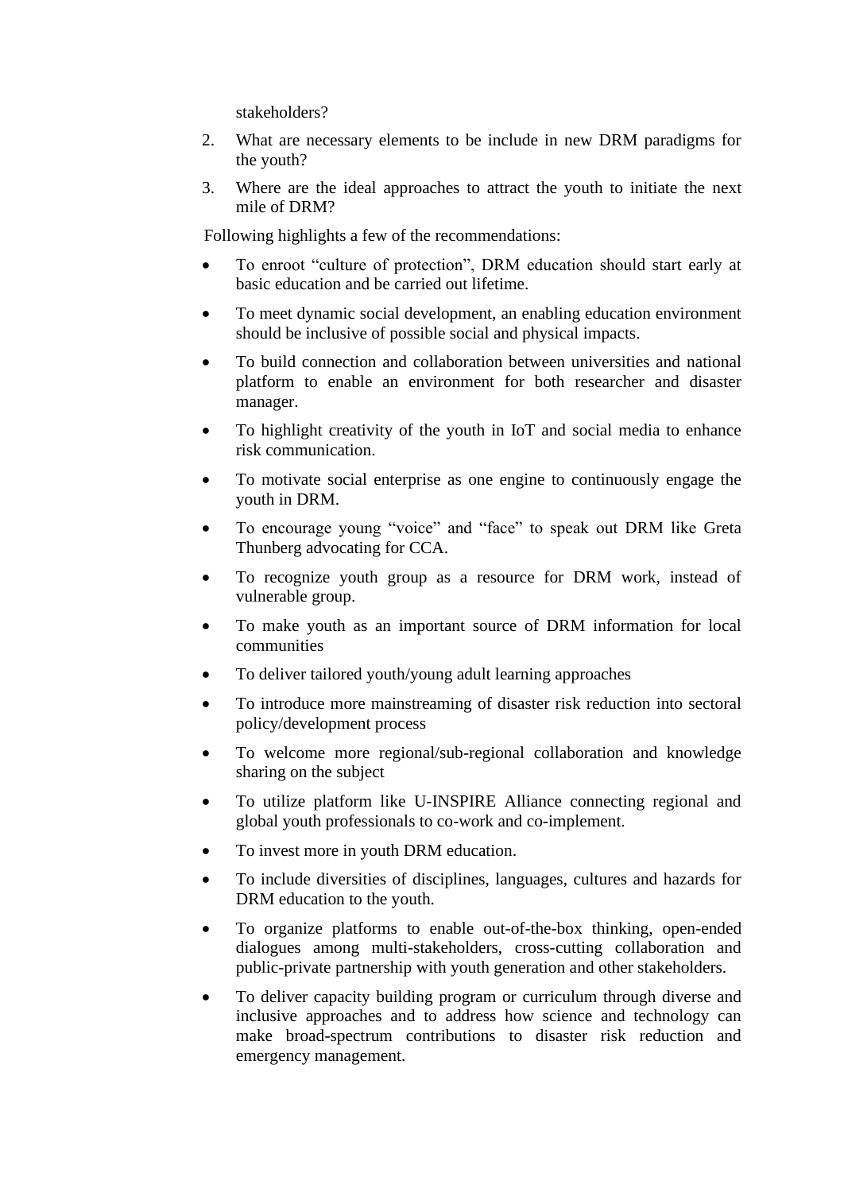stakeholders?

2. What are necessary elements to be include in new DRM paradigms for the youth?
3. Where are the ideal approaches to attract the youth to initiate the next mile of DRM?

Following highlights a few of the recommendations:

- To enroot “culture of protection”, DRM education should start early at basic education and be carried out lifetime.
- To meet dynamic social development, an enabling education environment should be inclusive of possible social and physical impacts.
- To build connection and collaboration between universities and national platform to enable an environment for both researcher and disaster manager.
- To highlight creativity of the youth in IoT and social media to enhance risk communication.
- To motivate social enterprise as one engine to continuously engage the youth in DRM.
- To encourage young “voice” and “face” to speak out DRM like Greta Thunberg advocating for CCA.
- To recognize youth group as a resource for DRM work, instead of vulnerable group.
- To make youth as an important source of DRM information for local communities
- To deliver tailored youth/young adult learning approaches
- To introduce more mainstreaming of disaster risk reduction into sectoral policy/development process
- To welcome more regional/sub-regional collaboration and knowledge sharing on the subject
- To utilize platform like U-INSPIRE Alliance connecting regional and global youth professionals to co-work and co-implement.
- To invest more in youth DRM education.
- To include diversities of disciplines, languages, cultures and hazards for DRM education to the youth.
- To organize platforms to enable out-of-the-box thinking, open-ended dialogues among multi-stakeholders, cross-cutting collaboration and public-private partnership with youth generation and other stakeholders.
- To deliver capacity building program or curriculum through diverse and inclusive approaches and to address how science and technology can make broad-spectrum contributions to disaster risk reduction and emergency management.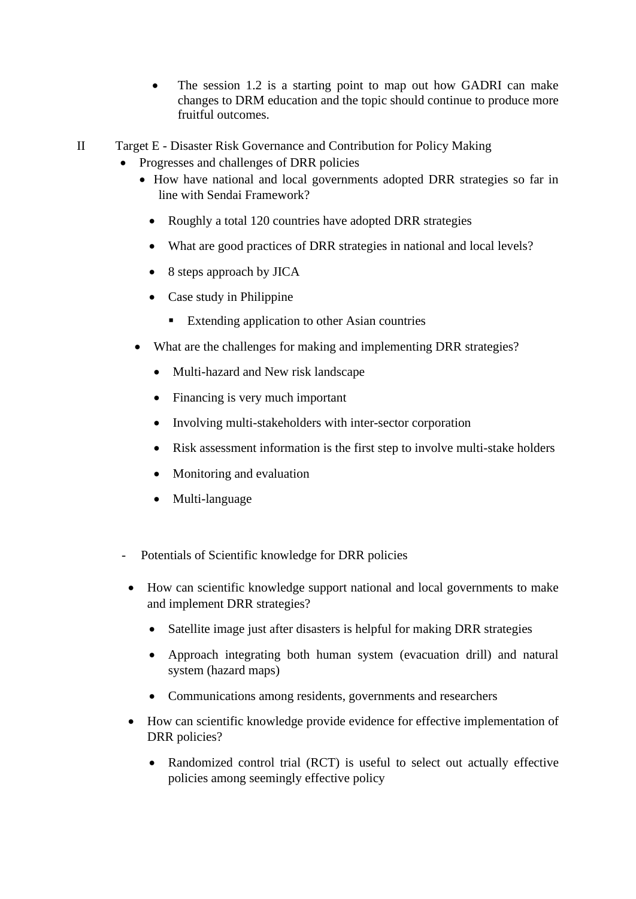- The session 1.2 is a starting point to map out how GADRI can make changes to DRM education and the topic should continue to produce more fruitful outcomes.

II Target E - Disaster Risk Governance and Contribution for Policy Making

- Progresses and challenges of DRR policies
  - How have national and local governments adopted DRR strategies so far in line with Sendai Framework?
    - Roughly a total 120 countries have adopted DRR strategies
    - What are good practices of DRR strategies in national and local levels?
    - 8 steps approach by JICA
    - Case study in Philippine
      - Extending application to other Asian countries
  - What are the challenges for making and implementing DRR strategies?
    - Multi-hazard and New risk landscape
    - Financing is very much important
    - Involving multi-stakeholders with inter-sector corporation
    - Risk assessment information is the first step to involve multi-stake holders
    - Monitoring and evaluation
    - Multi-language

- Potentials of Scientific knowledge for DRR policies
  - How can scientific knowledge support national and local governments to make and implement DRR strategies?
    - Satellite image just after disasters is helpful for making DRR strategies
    - Approach integrating both human system (evacuation drill) and natural system (hazard maps)
    - Communications among residents, governments and researchers
  - How can scientific knowledge provide evidence for effective implementation of DRR policies?
    - Randomized control trial (RCT) is useful to select out actually effective policies among seemingly effective policy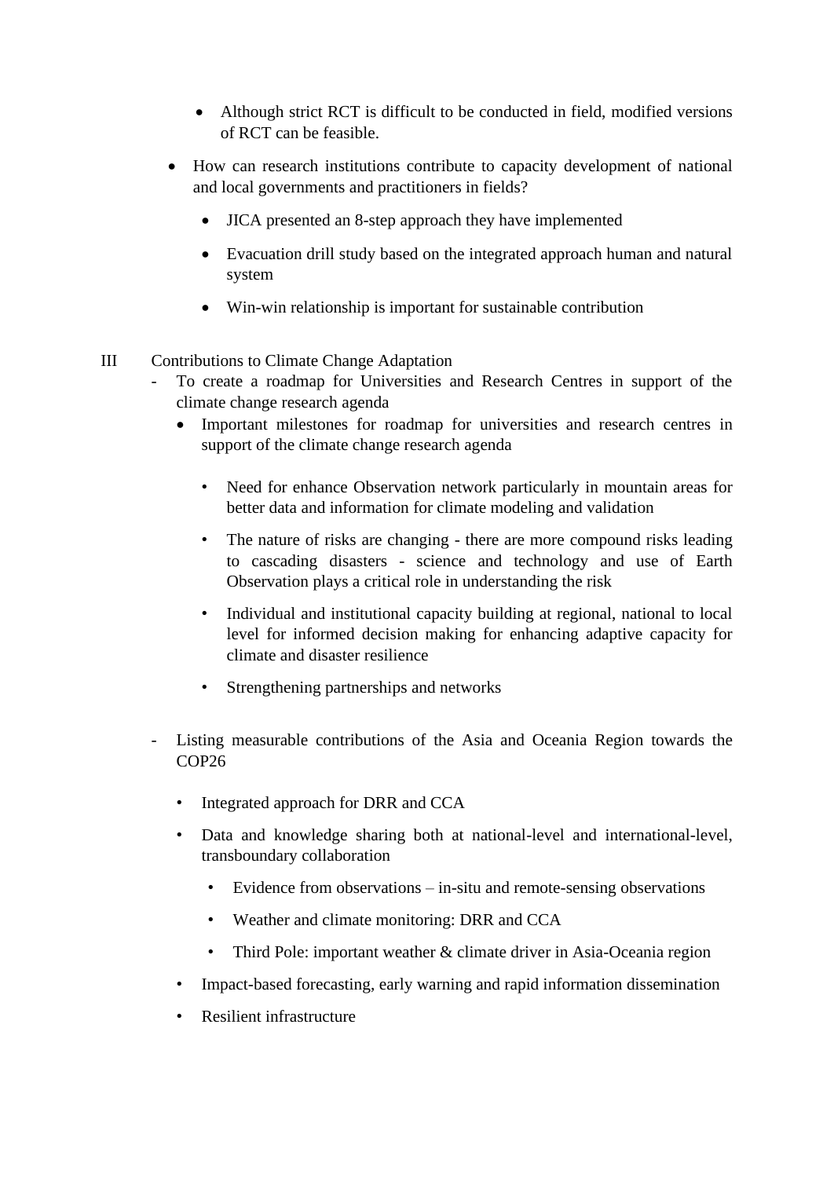- Although strict RCT is difficult to be conducted in field, modified versions of RCT can be feasible.
    - How can research institutions contribute to capacity development of national and local governments and practitioners in fields?
        - JICA presented an 8-step approach they have implemented
        - Evacuation drill study based on the integrated approach human and natural system
        - Win-win relationship is important for sustainable contribution

III Contributions to Climate Change Adaptation

- To create a roadmap for Universities and Research Centres in support of the climate change research agenda
    - Important milestones for roadmap for universities and research centres in support of the climate change research agenda
        - Need for enhance Observation network particularly in mountain areas for better data and information for climate modeling and validation
        - The nature of risks are changing - there are more compound risks leading to cascading disasters - science and technology and use of Earth Observation plays a critical role in understanding the risk
        - Individual and institutional capacity building at regional, national to local level for informed decision making for enhancing adaptive capacity for climate and disaster resilience
        - Strengthening partnerships and networks

- Listing measurable contributions of the Asia and Oceania Region towards the COP26
    - Integrated approach for DRR and CCA
    - Data and knowledge sharing both at national-level and international-level, transboundary collaboration
        - Evidence from observations – in-situ and remote-sensing observations
        - Weather and climate monitoring: DRR and CCA
        - Third Pole: important weather & climate driver in Asia-Oceania region
    - Impact-based forecasting, early warning and rapid information dissemination
    - Resilient infrastructure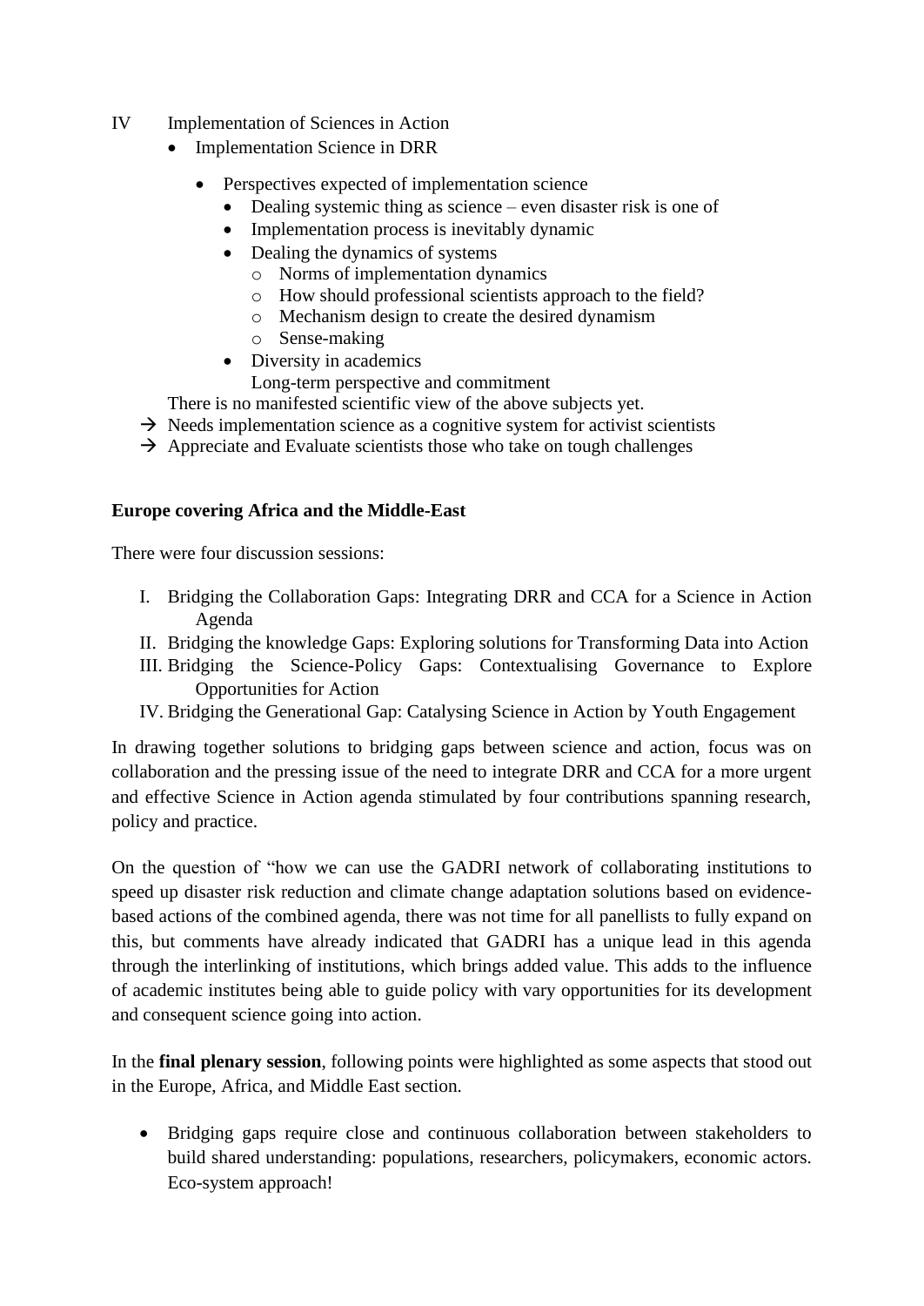IV Implementation of Sciences in Action

- Implementation Science in DRR
  - Perspectives expected of implementation science
    - Dealing systemic thing as science – even disaster risk is one of
    - Implementation process is inevitably dynamic
    - Dealing the dynamics of systems
      - Norms of implementation dynamics
      - How should professional scientists approach to the field?
      - Mechanism design to create the desired dynamism
      - Sense-making
    - Diversity in academics
      Long-term perspective and commitment

There is no manifested scientific view of the above subjects yet.

→ Needs implementation science as a cognitive system for activist scientists

→ Appreciate and Evaluate scientists those who take on tough challenges

**Europe covering Africa and the Middle-East**

There were four discussion sessions:

I. Bridging the Collaboration Gaps: Integrating DRR and CCA for a Science in Action Agenda
II. Bridging the knowledge Gaps: Exploring solutions for Transforming Data into Action
III. Bridging the Science-Policy Gaps: Contextualising Governance to Explore Opportunities for Action
IV. Bridging the Generational Gap: Catalysing Science in Action by Youth Engagement

In drawing together solutions to bridging gaps between science and action, focus was on collaboration and the pressing issue of the need to integrate DRR and CCA for a more urgent and effective Science in Action agenda stimulated by four contributions spanning research, policy and practice.

On the question of "how we can use the GADRI network of collaborating institutions to speed up disaster risk reduction and climate change adaptation solutions based on evidence-based actions of the combined agenda, there was not time for all panellists to fully expand on this, but comments have already indicated that GADRI has a unique lead in this agenda through the interlinking of institutions, which brings added value. This adds to the influence of academic institutes being able to guide policy with vary opportunities for its development and consequent science going into action.

In the **final plenary session**, following points were highlighted as some aspects that stood out in the Europe, Africa, and Middle East section.

- Bridging gaps require close and continuous collaboration between stakeholders to build shared understanding: populations, researchers, policymakers, economic actors. Eco-system approach!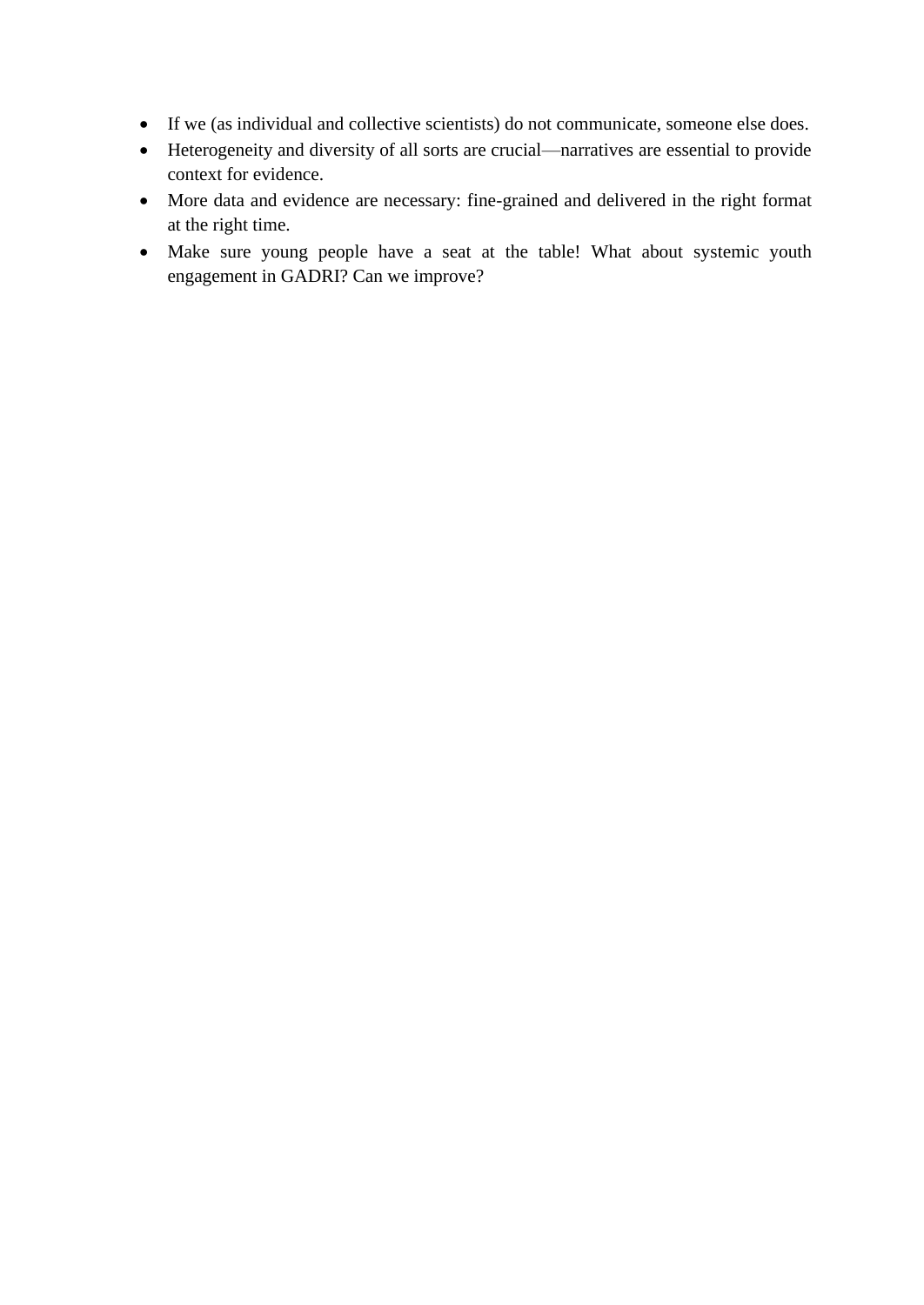- If we (as individual and collective scientists) do not communicate, someone else does.
- Heterogeneity and diversity of all sorts are crucial—narratives are essential to provide context for evidence.
- More data and evidence are necessary: fine-grained and delivered in the right format at the right time.
- Make sure young people have a seat at the table! What about systemic youth engagement in GADRI? Can we improve?